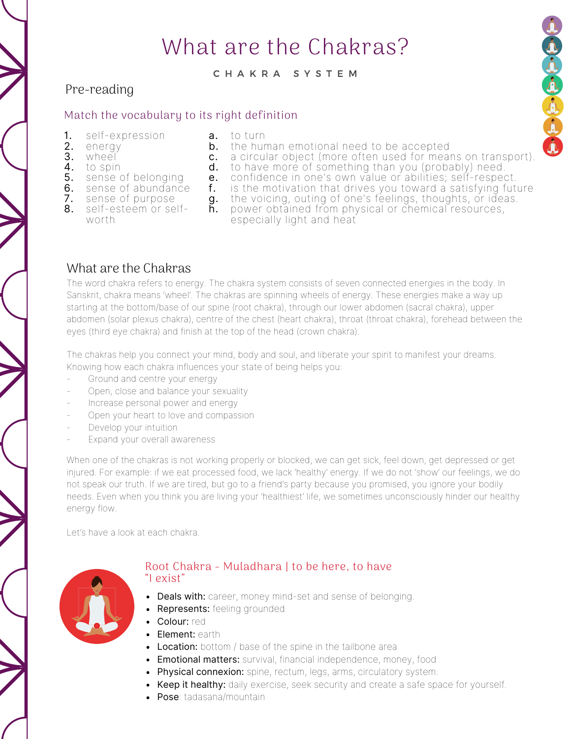# What are the Chakras?

CHAKRA SYSTEM

## Pre-reading

### Match the vocabulary to its right definition

1. self-expression
2. energy
3. wheel
4. to spin
5. sense of belonging
6. sense of abundance
7. sense of purpose
8. self-esteem or self-worth

a. to turn
b. the human emotional need to be accepted
c. a circular object (more often used for means on transport).
d. to have more of something than you (probably) need.
e. confidence in one's own value or abilities; self-respect.
f. is the motivation that drives you toward a satisfying future
g. the voicing, outing of one's feelings, thoughts, or ideas.
h. power obtained from physical or chemical resources, especially light and heat

## What are the Chakras

The word chakra refers to energy. The chakra system consists of seven connected energies in the body. In Sanskrit, chakra means 'wheel'. The chakras are spinning wheels of energy. These energies make a way up starting at the bottom/base of our spine (root chakra), through our lower abdomen (sacral chakra), upper abdomen (solar plexus chakra), centre of the chest (heart chakra), throat (throat chakra), forehead between the eyes (third eye chakra) and finish at the top of the head (crown chakra).

The chakras help you connect your mind, body and soul, and liberate your spirit to manifest your dreams. Knowing how each chakra influences your state of being helps you:

- Ground and centre your energy
- Open, close and balance your sexuality
- Increase personal power and energy
- Open your heart to love and compassion
- Develop your intuition
- Expand your overall awareness

When one of the chakras is not working properly or blocked, we can get sick, feel down, get depressed or get injured. For example: if we eat processed food, we lack 'healthy' energy. If we do not 'show' our feelings, we do not speak our truth. If we are tired, but go to a friend's party because you promised, you ignore your bodily needs. Even when you think you are living your 'healthiest' life, we sometimes unconsciously hinder our healthy energy flow.

Let's have a look at each chakra.

### Root Chakra - Muladhara | to be here, to have "I exist"

- **Deals with:** career, money mind-set and sense of belonging.
- **Represents:** feeling grounded
- **Colour:** red
- **Element:** earth
- **Location:** bottom / base of the spine in the tailbone area
- **Emotional matters:** survival, financial independence, money, food
- **Physical connexion:** spine, rectum, legs, arms, circulatory system.
- **Keep it healthy:** daily exercise, seek security and create a safe space for yourself.
- **Pose**: tadasana/mountain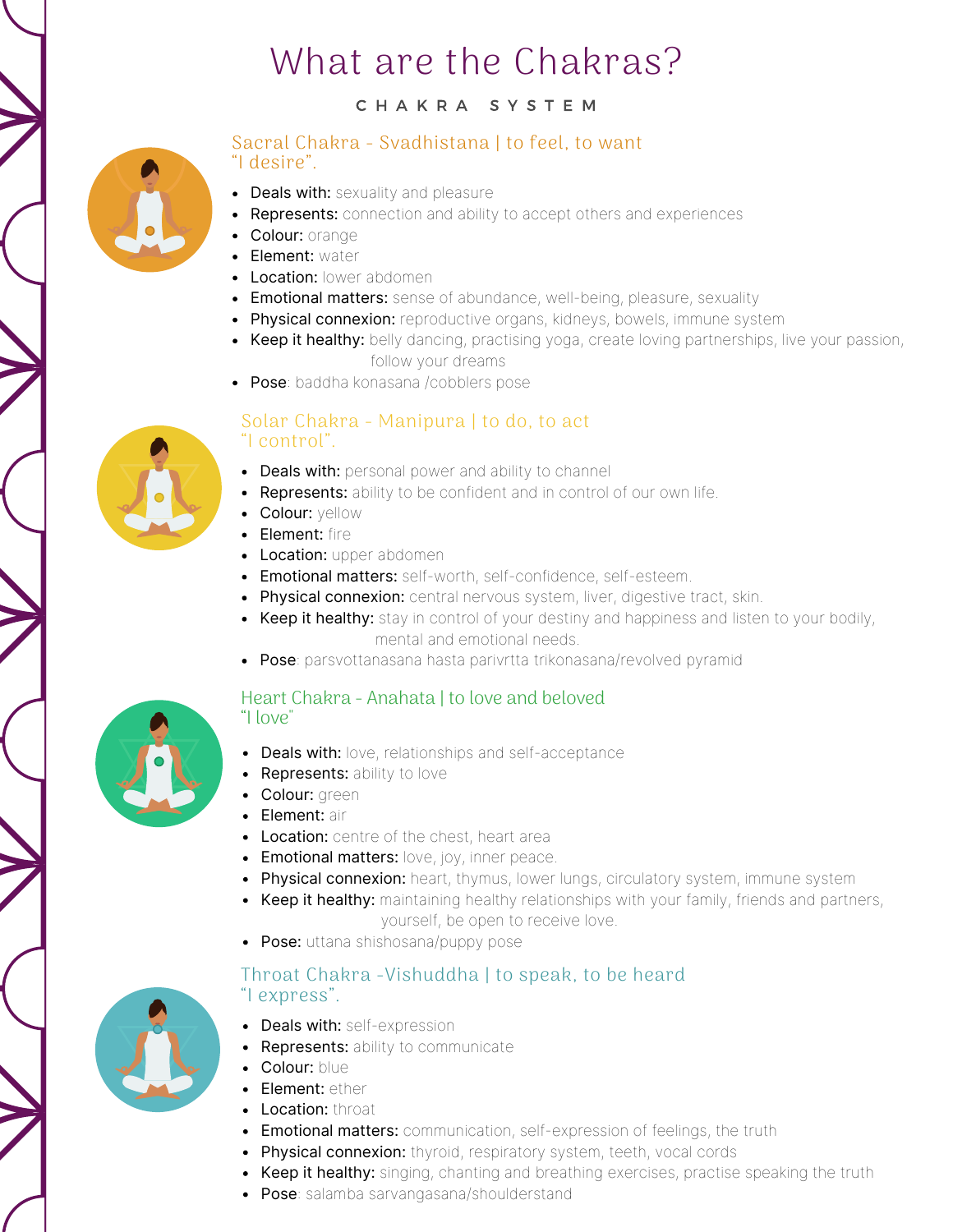# What are the Chakras?

CHAKRA SYSTEM

## Sacral Chakra - Svadhistana | to feel, to want
"I desire".

- **Deals with:** sexuality and pleasure
- **Represents:** connection and ability to accept others and experiences
- **Colour:** orange
- **Element:** water
- **Location:** lower abdomen
- **Emotional matters:** sense of abundance, well-being, pleasure, sexuality
- **Physical connexion:** reproductive organs, kidneys, bowels, immune system
- **Keep it healthy:** belly dancing, practising yoga, create loving partnerships, live your passion, follow your dreams
- **Pose**: baddha konasana /cobblers pose

## Solar Chakra - Manipura | to do, to act
"I control".

- **Deals with:** personal power and ability to channel
- **Represents:** ability to be confident and in control of our own life.
- **Colour:** yellow
- **Element:** fire
- **Location:** upper abdomen
- **Emotional matters:** self-worth, self-confidence, self-esteem.
- **Physical connexion:** central nervous system, liver, digestive tract, skin.
- **Keep it healthy:** stay in control of your destiny and happiness and listen to your bodily, mental and emotional needs.
- **Pose**: parsvottanasana hasta parivrtta trikonasana/revolved pyramid

## Heart Chakra - Anahata | to love and beloved
"I love"

- **Deals with:** love, relationships and self-acceptance
- **Represents:** ability to love
- **Colour:** green
- **Element:** air
- **Location:** centre of the chest, heart area
- **Emotional matters:** love, joy, inner peace.
- **Physical connexion:** heart, thymus, lower lungs, circulatory system, immune system
- **Keep it healthy:** maintaining healthy relationships with your family, friends and partners, yourself, be open to receive love.
- **Pose:** uttana shishosana/puppy pose

## Throat Chakra -Vishuddha | to speak, to be heard
"I express".

- **Deals with:** self-expression
- **Represents:** ability to communicate
- **Colour:** blue
- **Element:** ether
- **Location:** throat
- **Emotional matters:** communication, self-expression of feelings, the truth
- **Physical connexion:** thyroid, respiratory system, teeth, vocal cords
- **Keep it healthy:** singing, chanting and breathing exercises, practise speaking the truth
- **Pose**: salamba sarvangasana/shoulderstand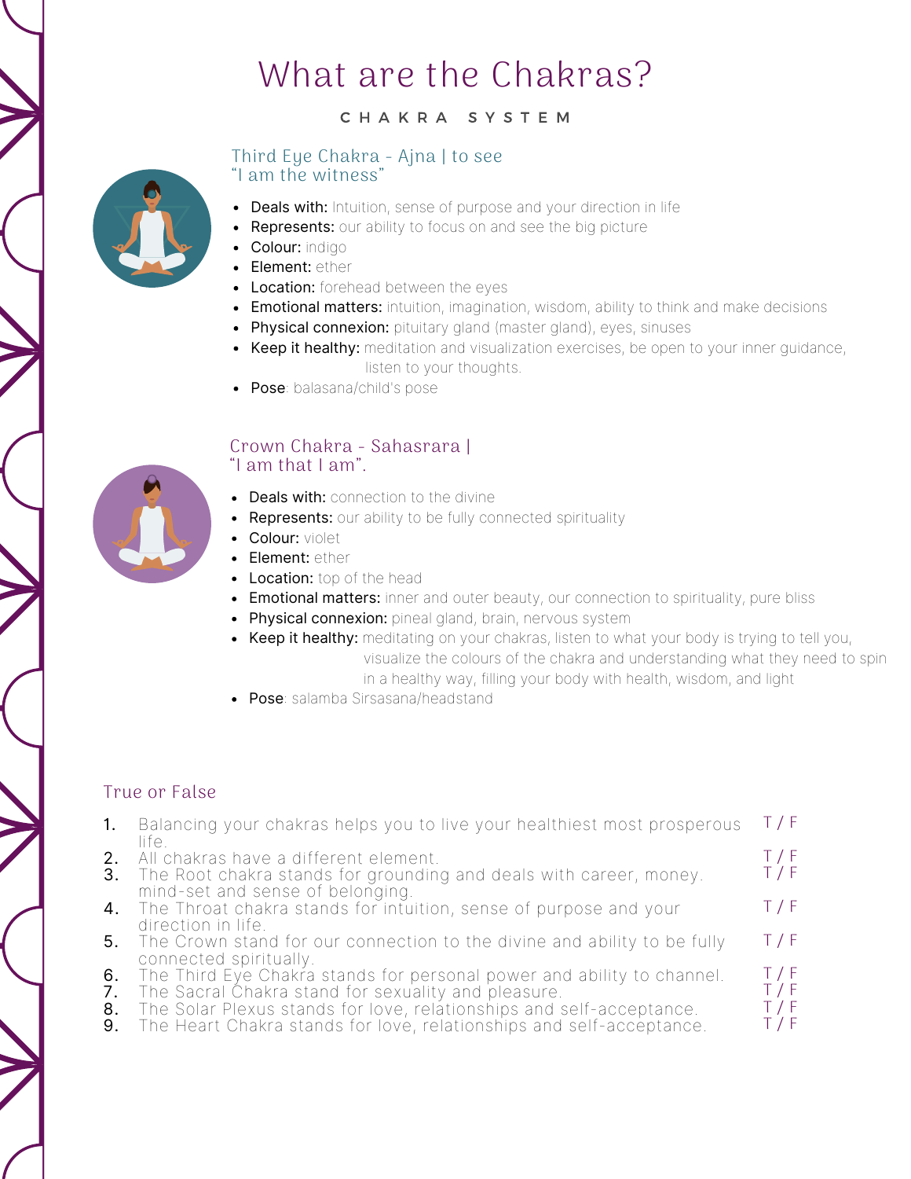# What are the Chakras?

CHAKRA SYSTEM

## Third Eye Chakra - Ajna | to see
"I am the witness"

- **Deals with:** Intuition, sense of purpose and your direction in life
- **Represents:** our ability to focus on and see the big picture
- **Colour:** indigo
- **Element:** ether
- **Location:** forehead between the eyes
- **Emotional matters:** intuition, imagination, wisdom, ability to think and make decisions
- **Physical connexion:** pituitary gland (master gland), eyes, sinuses
- **Keep it healthy:** meditation and visualization exercises, be open to your inner guidance, listen to your thoughts.
- **Pose**: balasana/child's pose

## Crown Chakra - Sahasrara |
"I am that I am".

- **Deals with:** connection to the divine
- **Represents:** our ability to be fully connected spirituality
- **Colour:** violet
- **Element:** ether
- **Location:** top of the head
- **Emotional matters:** inner and outer beauty, our connection to spirituality, pure bliss
- **Physical connexion:** pineal gland, brain, nervous system
- **Keep it healthy:** meditating on your chakras, listen to what your body is trying to tell you, visualize the colours of the chakra and understanding what they need to spin in a healthy way, filling your body with health, wisdom, and light
- **Pose**: salamba Sirsasana/headstand

## True or False

1. Balancing your chakras helps you to live your healthiest most prosperous life. T / F
2. All chakras have a different element. T / F
3. The Root chakra stands for grounding and deals with career, money. mind-set and sense of belonging. T / F
4. The Throat chakra stands for intuition, sense of purpose and your direction in life. T / F
5. The Crown stand for our connection to the divine and ability to be fully connected spiritually. T / F
6. The Third Eye Chakra stands for personal power and ability to channel. T / F
7. The Sacral Chakra stand for sexuality and pleasure. T / F
8. The Solar Plexus stands for love, relationships and self-acceptance. T / F
9. The Heart Chakra stands for love, relationships and self-acceptance. T / F